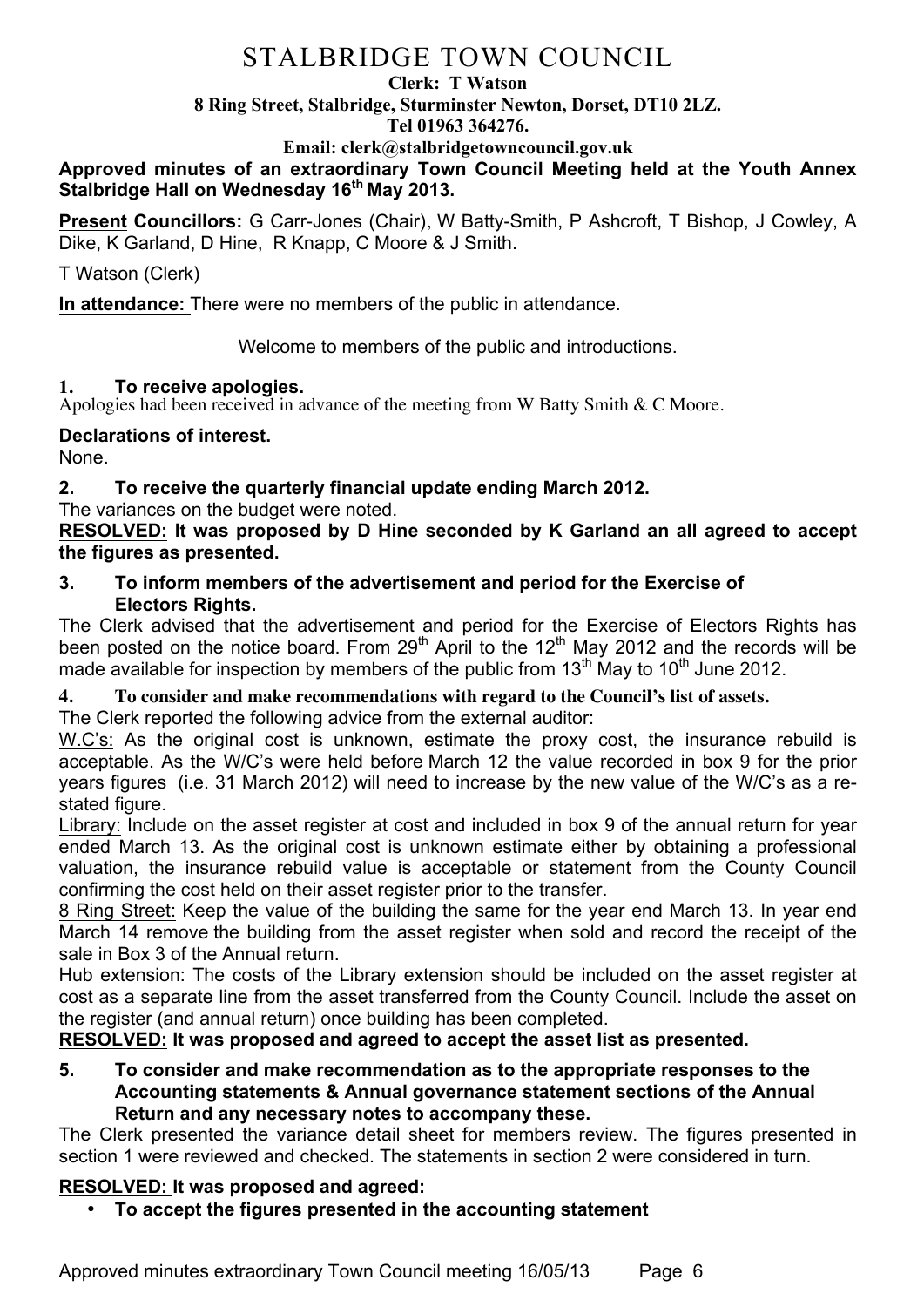# STALBRIDGE TOWN COUNCIL

**Clerk: T Watson**
**8 Ring Street, Stalbridge, Sturminster Newton, Dorset, DT10 2LZ.**
**Tel 01963 364276.**
**Email: clerk@stalbridgetowncouncil.gov.uk**

**Approved minutes of an extraordinary Town Council Meeting held at the Youth Annex Stalbridge Hall on Wednesday 16th May 2013.**

**Present Councillors:** G Carr-Jones (Chair), W Batty-Smith, P Ashcroft, T Bishop, J Cowley, A Dike, K Garland, D Hine, R Knapp, C Moore & J Smith.

T Watson (Clerk)

**In attendance:** There were no members of the public in attendance.

Welcome to members of the public and introductions.

**1. To receive apologies.**

Apologies had been received in advance of the meeting from W Batty Smith & C Moore.

**Declarations of interest.**

None.

**2. To receive the quarterly financial update ending March 2012.**

The variances on the budget were noted.

**RESOLVED: It was proposed by D Hine seconded by K Garland an all agreed to accept the figures as presented.**

**3. To inform members of the advertisement and period for the Exercise of Electors Rights.**

The Clerk advised that the advertisement and period for the Exercise of Electors Rights has been posted on the notice board. From 29th April to the 12th May 2012 and the records will be made available for inspection by members of the public from 13th May to 10th June 2012.

**4. To consider and make recommendations with regard to the Council's list of assets.**

The Clerk reported the following advice from the external auditor:

W.C's: As the original cost is unknown, estimate the proxy cost, the insurance rebuild is acceptable. As the W/C's were held before March 12 the value recorded in box 9 for the prior years figures (i.e. 31 March 2012) will need to increase by the new value of the W/C's as a re-stated figure.

Library: Include on the asset register at cost and included in box 9 of the annual return for year ended March 13. As the original cost is unknown estimate either by obtaining a professional valuation, the insurance rebuild value is acceptable or statement from the County Council confirming the cost held on their asset register prior to the transfer.

8 Ring Street: Keep the value of the building the same for the year end March 13. In year end March 14 remove the building from the asset register when sold and record the receipt of the sale in Box 3 of the Annual return.

Hub extension: The costs of the Library extension should be included on the asset register at cost as a separate line from the asset transferred from the County Council. Include the asset on the register (and annual return) once building has been completed.

**RESOLVED: It was proposed and agreed to accept the asset list as presented.**

**5. To consider and make recommendation as to the appropriate responses to the Accounting statements & Annual governance statement sections of the Annual Return and any necessary notes to accompany these.**

The Clerk presented the variance detail sheet for members review. The figures presented in section 1 were reviewed and checked. The statements in section 2 were considered in turn.

**RESOLVED: It was proposed and agreed:**

- **To accept the figures presented in the accounting statement**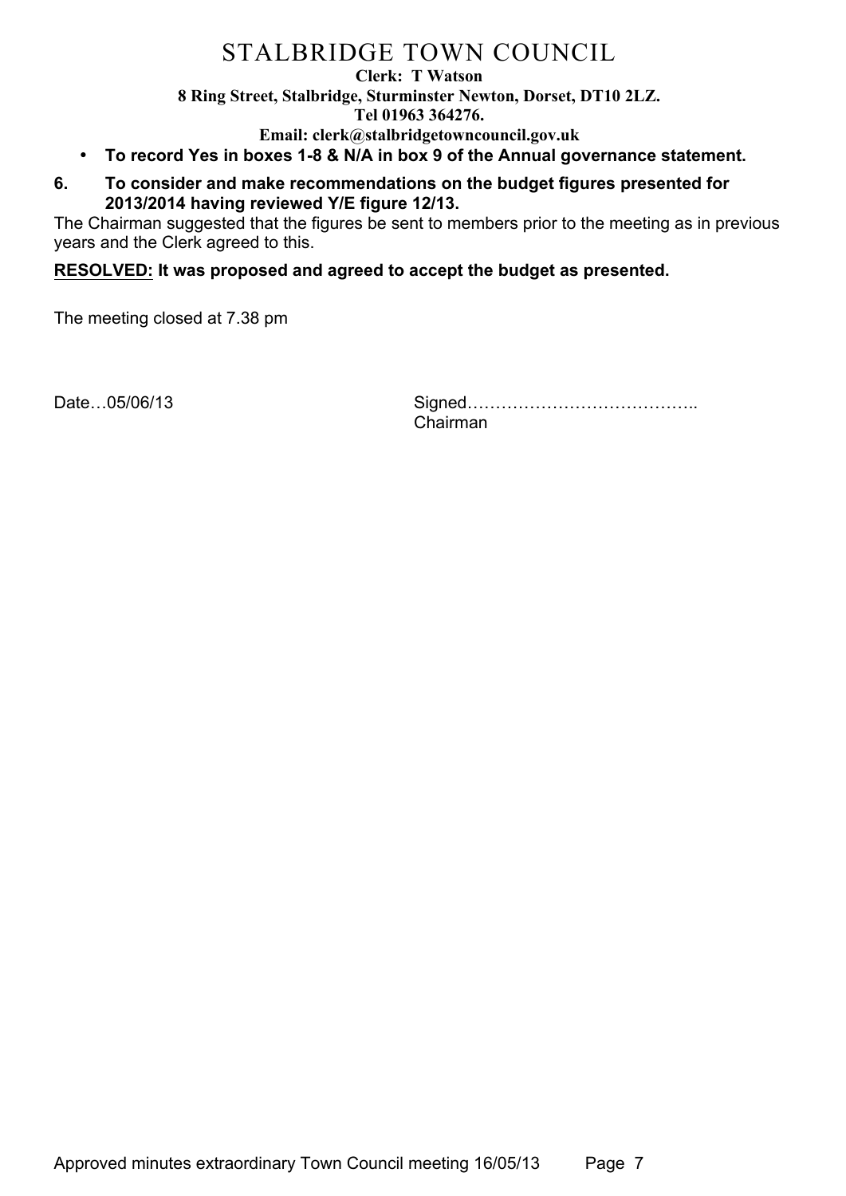- **To record Yes in boxes 1-8 & N/A in box 9 of the Annual governance statement.**

**6. To consider and make recommendations on the budget figures presented for 2013/2014 having reviewed Y/E figure 12/13.**

The Chairman suggested that the figures be sent to members prior to the meeting as in previous years and the Clerk agreed to this.

**RESOLVED: It was proposed and agreed to accept the budget as presented.**

The meeting closed at 7.38 pm

Date…05/06/13

Signed…………………………………..
Chairman